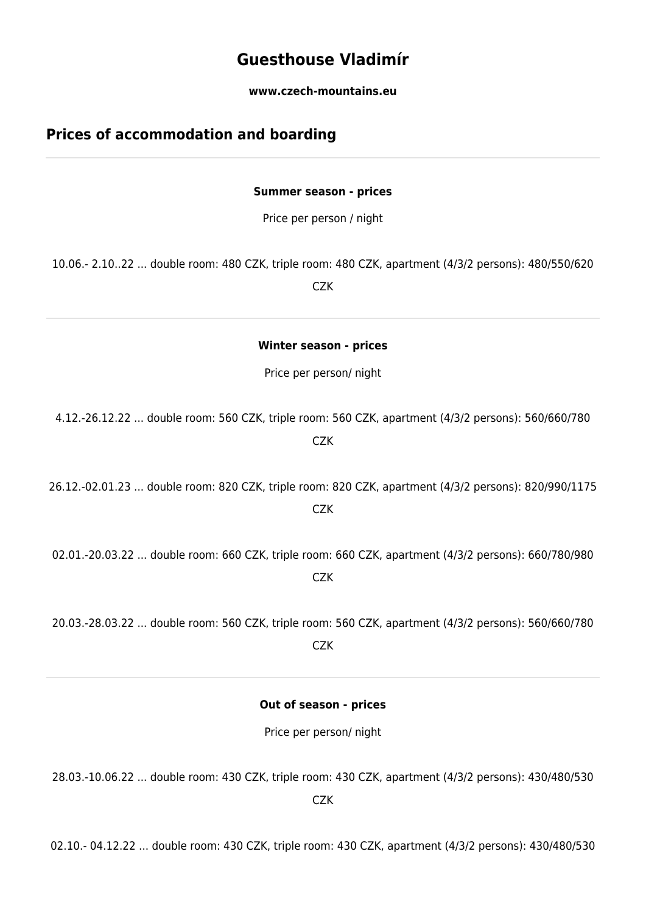# Guesthouse Vladimír

**www.czech-mountains.eu**

## Prices of accommodation and boarding

---

**Summer season - prices**

Price per person / night

10.06.- 2.10..22 ... double room: 480 CZK, triple room: 480 CZK, apartment (4/3/2 persons): 480/550/620 CZK

---

**Winter season - prices**

Price per person/ night

4.12.-26.12.22 ... double room: 560 CZK, triple room: 560 CZK, apartment (4/3/2 persons): 560/660/780 CZK

26.12.-02.01.23 ... double room: 820 CZK, triple room: 820 CZK, apartment (4/3/2 persons): 820/990/1175 CZK

02.01.-20.03.22 ... double room: 660 CZK, triple room: 660 CZK, apartment (4/3/2 persons): 660/780/980 CZK

20.03.-28.03.22 ... double room: 560 CZK, triple room: 560 CZK, apartment (4/3/2 persons): 560/660/780 CZK

---

**Out of season - prices**

Price per person/ night

28.03.-10.06.22 ... double room: 430 CZK, triple room: 430 CZK, apartment (4/3/2 persons): 430/480/530 CZK

02.10.- 04.12.22 ... double room: 430 CZK, triple room: 430 CZK, apartment (4/3/2 persons): 430/480/530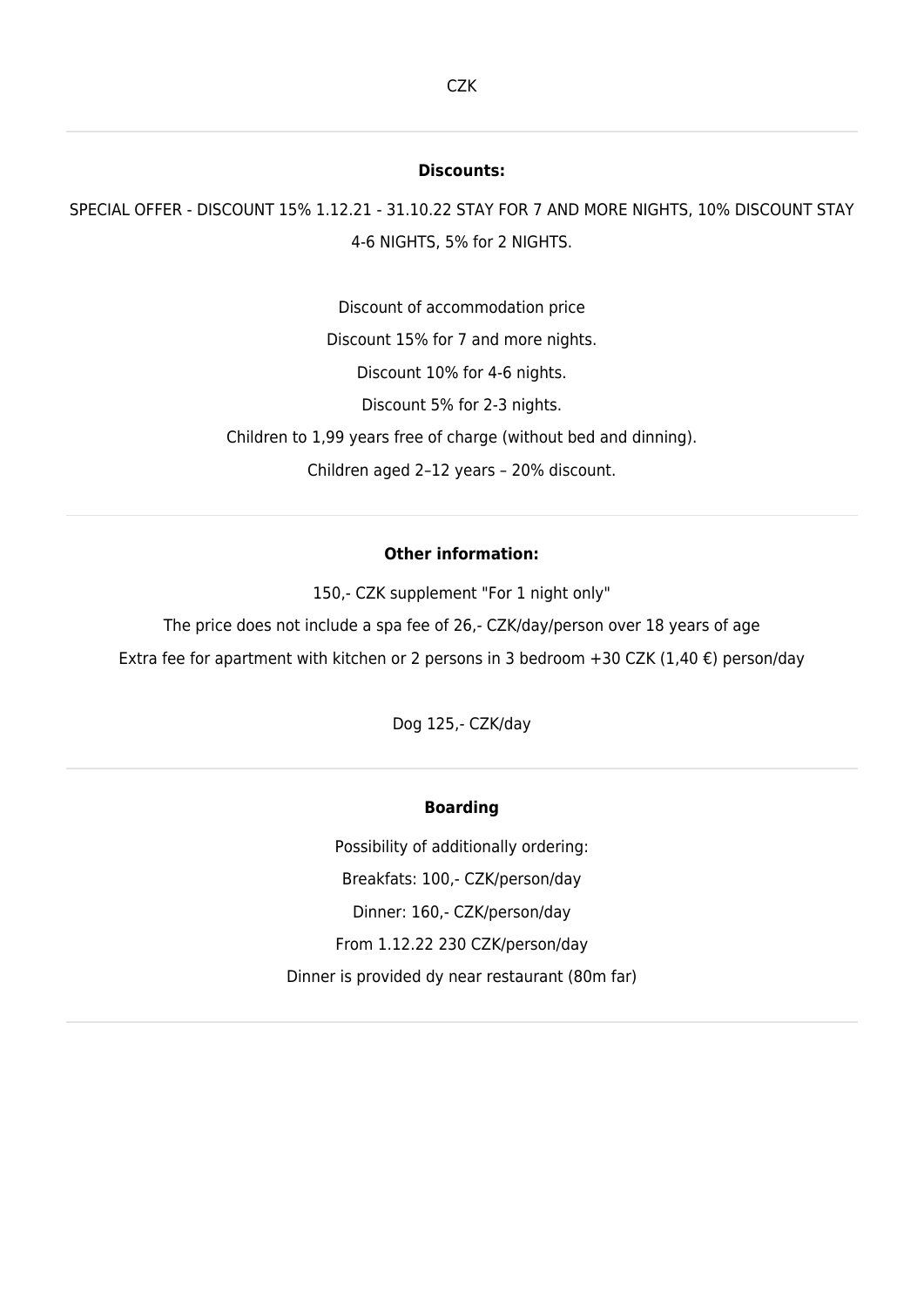CZK

---

**Discounts:**

SPECIAL OFFER - DISCOUNT 15% 1.12.21 - 31.10.22 STAY FOR 7 AND MORE NIGHTS, 10% DISCOUNT STAY 4-6 NIGHTS, 5% for 2 NIGHTS.

Discount of accommodation price

Discount 15% for 7 and more nights.

Discount 10% for 4-6 nights.

Discount 5% for 2-3 nights.

Children to 1,99 years free of charge (without bed and dinning).

Children aged 2–12 years – 20% discount.

---

**Other information:**

150,- CZK supplement "For 1 night only"

The price does not include a spa fee of 26,- CZK/day/person over 18 years of age

Extra fee for apartment with kitchen or 2 persons in 3 bedroom +30 CZK (1,40 €) person/day

Dog 125,- CZK/day

---

**Boarding**

Possibility of additionally ordering:

Breakfats: 100,- CZK/person/day

Dinner: 160,- CZK/person/day

From 1.12.22 230 CZK/person/day

Dinner is provided dy near restaurant (80m far)

---